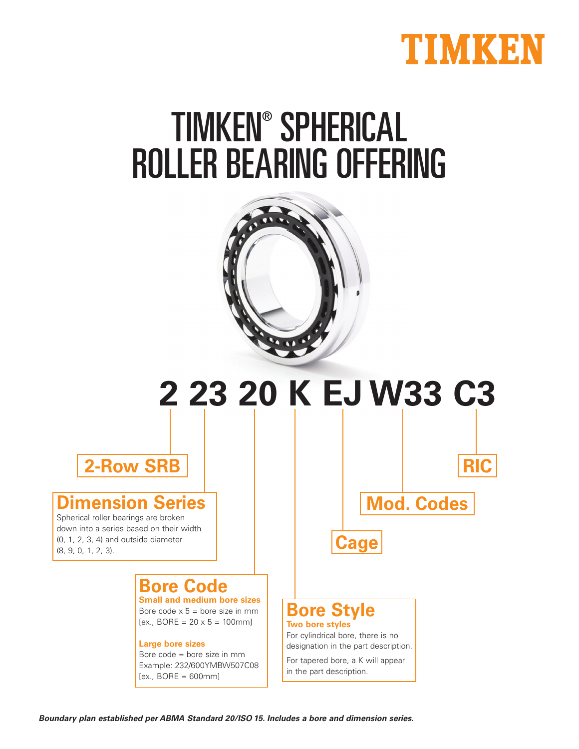TIMKEN

# TIMKEN® SPHERICAL ROLLER BEARING OFFERING

## 2 23 20 K EJ W33 C3

**2-Row SRB**

**RIC**

**Dimension Series**

Spherical roller bearings are broken down into a series based on their width (0, 1, 2, 3, 4) and outside diameter (8, 9, 0, 1, 2, 3).

**Mod. Codes**

**Cage**

**Bore Code**

**Small and medium bore sizes**

Bore code x 5 = bore size in mm
[ex., BORE = 20 x 5 = 100mm]

**Large bore sizes**

Bore code = bore size in mm
Example: 232/600YMBW507C08
[ex., BORE = 600mm]

**Bore Style**

**Two bore styles**

For cylindrical bore, there is no designation in the part description.

For tapered bore, a K will appear in the part description.

***Boundary plan established per ABMA Standard 20/ISO 15. Includes a bore and dimension series.***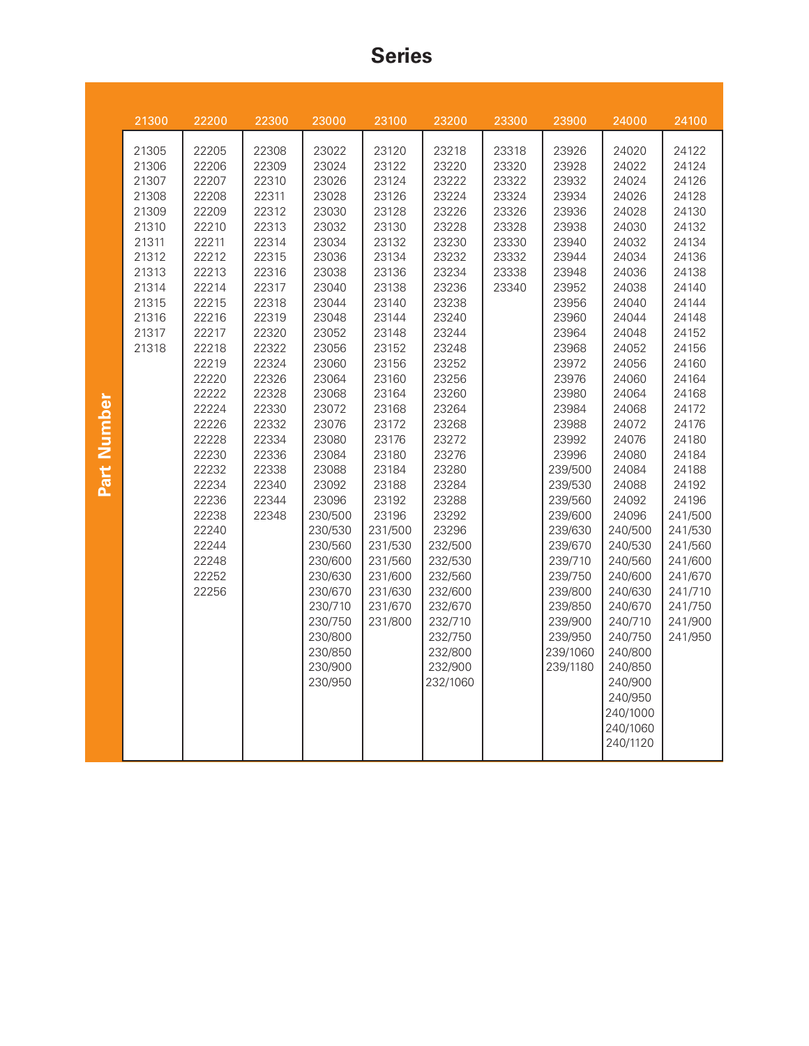# Series

**Part Number**

| 21300 | 22200 | 22300 | 23000 | 23100 | 23200 | 23300 | 23900 | 24000 | 24100 |
|---|---|---|---|---|---|---|---|---|---|
| 21305 | 22205 | 22308 | 23022 | 23120 | 23218 | 23318 | 23926 | 24020 | 24122 |
| 21306 | 22206 | 22309 | 23024 | 23122 | 23220 | 23320 | 23928 | 24022 | 24124 |
| 21307 | 22207 | 22310 | 23026 | 23124 | 23222 | 23322 | 23932 | 24024 | 24126 |
| 21308 | 22208 | 22311 | 23028 | 23126 | 23224 | 23324 | 23934 | 24026 | 24128 |
| 21309 | 22209 | 22312 | 23030 | 23128 | 23226 | 23326 | 23936 | 24028 | 24130 |
| 21310 | 22210 | 22313 | 23032 | 23130 | 23228 | 23328 | 23938 | 24030 | 24132 |
| 21311 | 22211 | 22314 | 23034 | 23132 | 23230 | 23330 | 23940 | 24032 | 24134 |
| 21312 | 22212 | 22315 | 23036 | 23134 | 23232 | 23332 | 23944 | 24034 | 24136 |
| 21313 | 22213 | 22316 | 23038 | 23136 | 23234 | 23338 | 23948 | 24036 | 24138 |
| 21314 | 22214 | 22317 | 23040 | 23138 | 23236 | 23340 | 23952 | 24038 | 24140 |
| 21315 | 22215 | 22318 | 23044 | 23140 | 23238 | | 23956 | 24040 | 24144 |
| 21316 | 22216 | 22319 | 23048 | 23144 | 23240 | | 23960 | 24044 | 24148 |
| 21317 | 22217 | 22320 | 23052 | 23148 | 23244 | | 23964 | 24048 | 24152 |
| 21318 | 22218 | 22322 | 23056 | 23152 | 23248 | | 23968 | 24052 | 24156 |
| | 22219 | 22324 | 23060 | 23156 | 23252 | | 23972 | 24056 | 24160 |
| | 22220 | 22326 | 23064 | 23160 | 23256 | | 23976 | 24060 | 24164 |
| | 22222 | 22328 | 23068 | 23164 | 23260 | | 23980 | 24064 | 24168 |
| | 22224 | 22330 | 23072 | 23168 | 23264 | | 23984 | 24068 | 24172 |
| | 22226 | 22332 | 23076 | 23172 | 23268 | | 23988 | 24072 | 24176 |
| | 22228 | 22334 | 23080 | 23176 | 23272 | | 23992 | 24076 | 24180 |
| | 22230 | 22336 | 23084 | 23180 | 23276 | | 23996 | 24080 | 24184 |
| | 22232 | 22338 | 23088 | 23184 | 23280 | | 239/500 | 24084 | 24188 |
| | 22234 | 22340 | 23092 | 23188 | 23284 | | 239/530 | 24088 | 24192 |
| | 22236 | 22344 | 23096 | 23192 | 23288 | | 239/560 | 24092 | 24196 |
| | 22238 | 22348 | 230/500 | 23196 | 23292 | | 239/600 | 24096 | 241/500 |
| | 22240 | | 230/530 | 231/500 | 23296 | | 239/630 | 240/500 | 241/530 |
| | 22244 | | 230/560 | 231/530 | 232/500 | | 239/670 | 240/530 | 241/560 |
| | 22248 | | 230/600 | 231/560 | 232/530 | | 239/710 | 240/560 | 241/600 |
| | 22252 | | 230/630 | 231/600 | 232/560 | | 239/750 | 240/600 | 241/670 |
| | 22256 | | 230/670 | 231/630 | 232/600 | | 239/800 | 240/630 | 241/710 |
| | | | 230/710 | 231/670 | 232/670 | | 239/850 | 240/670 | 241/750 |
| | | | 230/750 | 231/800 | 232/710 | | 239/900 | 240/710 | 241/900 |
| | | | 230/800 | | 232/750 | | 239/950 | 240/750 | 241/950 |
| | | | 230/850 | | 232/800 | | 239/1060 | 240/800 | |
| | | | 230/900 | | 232/900 | | 239/1180 | 240/850 | |
| | | | 230/950 | | 232/1060 | | | 240/900 | |
| | | | | | | | | 240/950 | |
| | | | | | | | | 240/1000 | |
| | | | | | | | | 240/1060 | |
| | | | | | | | | 240/1120 | |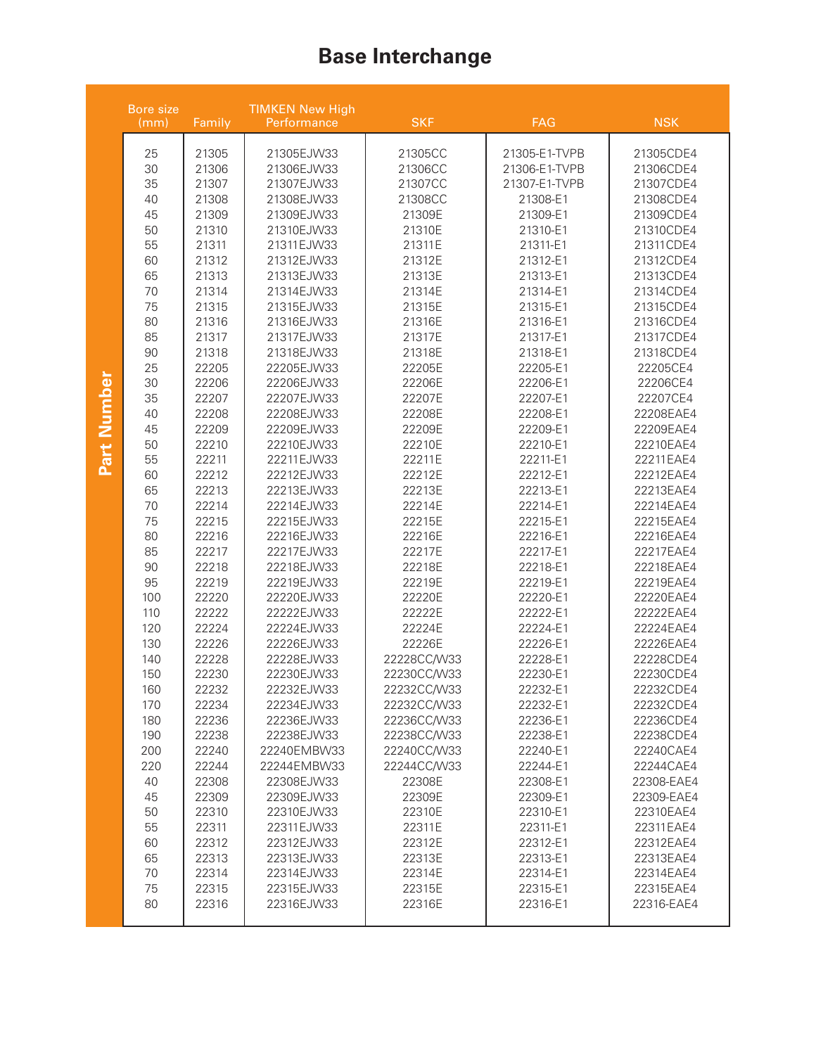# Base Interchange

| Part Number | Bore size (mm) | Family | TIMKEN New High Performance | SKF | FAG | NSK |
|---|---|---|---|---|---|---|
| | 25 | 21305 | 21305EJW33 | 21305CC | 21305-E1-TVPB | 21305CDE4 |
| | 30 | 21306 | 21306EJW33 | 21306CC | 21306-E1-TVPB | 21306CDE4 |
| | 35 | 21307 | 21307EJW33 | 21307CC | 21307-E1-TVPB | 21307CDE4 |
| | 40 | 21308 | 21308EJW33 | 21308CC | 21308-E1 | 21308CDE4 |
| | 45 | 21309 | 21309EJW33 | 21309E | 21309-E1 | 21309CDE4 |
| | 50 | 21310 | 21310EJW33 | 21310E | 21310-E1 | 21310CDE4 |
| | 55 | 21311 | 21311EJW33 | 21311E | 21311-E1 | 21311CDE4 |
| | 60 | 21312 | 21312EJW33 | 21312E | 21312-E1 | 21312CDE4 |
| | 65 | 21313 | 21313EJW33 | 21313E | 21313-E1 | 21313CDE4 |
| | 70 | 21314 | 21314EJW33 | 21314E | 21314-E1 | 21314CDE4 |
| | 75 | 21315 | 21315EJW33 | 21315E | 21315-E1 | 21315CDE4 |
| | 80 | 21316 | 21316EJW33 | 21316E | 21316-E1 | 21316CDE4 |
| | 85 | 21317 | 21317EJW33 | 21317E | 21317-E1 | 21317CDE4 |
| | 90 | 21318 | 21318EJW33 | 21318E | 21318-E1 | 21318CDE4 |
| | 25 | 22205 | 22205EJW33 | 22205E | 22205-E1 | 22205CE4 |
| | 30 | 22206 | 22206EJW33 | 22206E | 22206-E1 | 22206CE4 |
| | 35 | 22207 | 22207EJW33 | 22207E | 22207-E1 | 22207CE4 |
| | 40 | 22208 | 22208EJW33 | 22208E | 22208-E1 | 22208EAE4 |
| | 45 | 22209 | 22209EJW33 | 22209E | 22209-E1 | 22209EAE4 |
| | 50 | 22210 | 22210EJW33 | 22210E | 22210-E1 | 22210EAE4 |
| | 55 | 22211 | 22211EJW33 | 22211E | 22211-E1 | 22211EAE4 |
| | 60 | 22212 | 22212EJW33 | 22212E | 22212-E1 | 22212EAE4 |
| | 65 | 22213 | 22213EJW33 | 22213E | 22213-E1 | 22213EAE4 |
| | 70 | 22214 | 22214EJW33 | 22214E | 22214-E1 | 22214EAE4 |
| | 75 | 22215 | 22215EJW33 | 22215E | 22215-E1 | 22215EAE4 |
| | 80 | 22216 | 22216EJW33 | 22216E | 22216-E1 | 22216EAE4 |
| | 85 | 22217 | 22217EJW33 | 22217E | 22217-E1 | 22217EAE4 |
| | 90 | 22218 | 22218EJW33 | 22218E | 22218-E1 | 22218EAE4 |
| | 95 | 22219 | 22219EJW33 | 22219E | 22219-E1 | 22219EAE4 |
| | 100 | 22220 | 22220EJW33 | 22220E | 22220-E1 | 22220EAE4 |
| | 110 | 22222 | 22222EJW33 | 22222E | 22222-E1 | 22222EAE4 |
| | 120 | 22224 | 22224EJW33 | 22224E | 22224-E1 | 22224EAE4 |
| | 130 | 22226 | 22226EJW33 | 22226E | 22226-E1 | 22226EAE4 |
| | 140 | 22228 | 22228EJW33 | 22228CC/W33 | 22228-E1 | 22228CDE4 |
| | 150 | 22230 | 22230EJW33 | 22230CC/W33 | 22230-E1 | 22230CDE4 |
| | 160 | 22232 | 22232EJW33 | 22232CC/W33 | 22232-E1 | 22232CDE4 |
| | 170 | 22234 | 22234EJW33 | 22232CC/W33 | 22232-E1 | 22232CDE4 |
| | 180 | 22236 | 22236EJW33 | 22236CC/W33 | 22236-E1 | 22236CDE4 |
| | 190 | 22238 | 22238EJW33 | 22238CC/W33 | 22238-E1 | 22238CDE4 |
| | 200 | 22240 | 22240EMBW33 | 22240CC/W33 | 22240-E1 | 22240CAE4 |
| | 220 | 22244 | 22244EMBW33 | 22244CC/W33 | 22244-E1 | 22244CAE4 |
| | 40 | 22308 | 22308EJW33 | 22308E | 22308-E1 | 22308-EAE4 |
| | 45 | 22309 | 22309EJW33 | 22309E | 22309-E1 | 22309-EAE4 |
| | 50 | 22310 | 22310EJW33 | 22310E | 22310-E1 | 22310EAE4 |
| | 55 | 22311 | 22311EJW33 | 22311E | 22311-E1 | 22311EAE4 |
| | 60 | 22312 | 22312EJW33 | 22312E | 22312-E1 | 22312EAE4 |
| | 65 | 22313 | 22313EJW33 | 22313E | 22313-E1 | 22313EAE4 |
| | 70 | 22314 | 22314EJW33 | 22314E | 22314-E1 | 22314EAE4 |
| | 75 | 22315 | 22315EJW33 | 22315E | 22315-E1 | 22315EAE4 |
| | 80 | 22316 | 22316EJW33 | 22316E | 22316-E1 | 22316-EAE4 |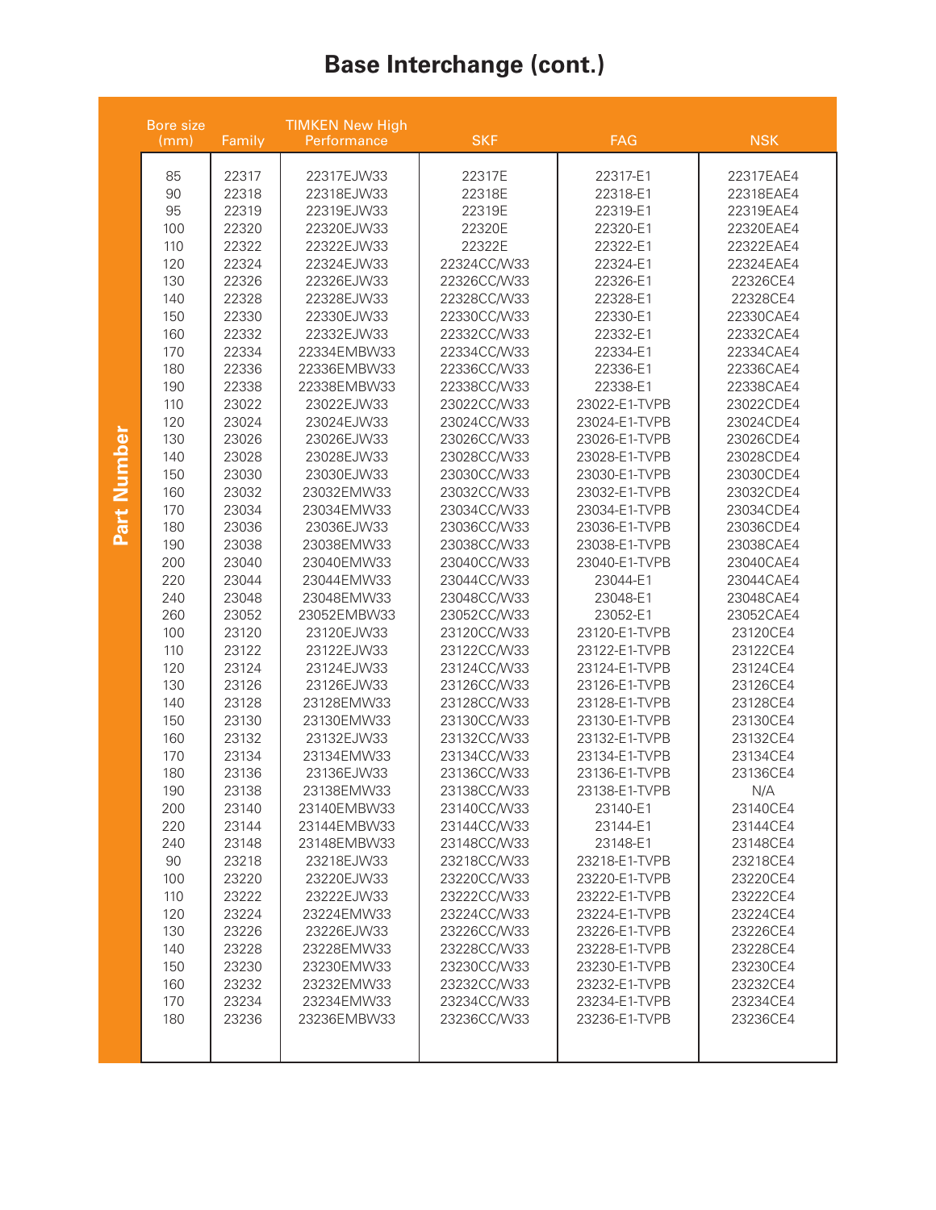# Base Interchange (cont.)

**Part Number**

| Bore size (mm) | Family | TIMKEN New High Performance | SKF | FAG | NSK |
|---|---|---|---|---|---|
| 85 | 22317 | 22317EJW33 | 22317E | 22317-E1 | 22317EAE4 |
| 90 | 22318 | 22318EJW33 | 22318E | 22318-E1 | 22318EAE4 |
| 95 | 22319 | 22319EJW33 | 22319E | 22319-E1 | 22319EAE4 |
| 100 | 22320 | 22320EJW33 | 22320E | 22320-E1 | 22320EAE4 |
| 110 | 22322 | 22322EJW33 | 22322E | 22322-E1 | 22322EAE4 |
| 120 | 22324 | 22324EJW33 | 22324CC/W33 | 22324-E1 | 22324EAE4 |
| 130 | 22326 | 22326EJW33 | 22326CC/W33 | 22326-E1 | 22326CE4 |
| 140 | 22328 | 22328EJW33 | 22328CC/W33 | 22328-E1 | 22328CE4 |
| 150 | 22330 | 22330EJW33 | 22330CC/W33 | 22330-E1 | 22330CAE4 |
| 160 | 22332 | 22332EJW33 | 22332CC/W33 | 22332-E1 | 22332CAE4 |
| 170 | 22334 | 22334EMBW33 | 22334CC/W33 | 22334-E1 | 22334CAE4 |
| 180 | 22336 | 22336EMBW33 | 22336CC/W33 | 22336-E1 | 22336CAE4 |
| 190 | 22338 | 22338EMBW33 | 22338CC/W33 | 22338-E1 | 22338CAE4 |
| 110 | 23022 | 23022EJW33 | 23022CC/W33 | 23022-E1-TVPB | 23022CDE4 |
| 120 | 23024 | 23024EJW33 | 23024CC/W33 | 23024-E1-TVPB | 23024CDE4 |
| 130 | 23026 | 23026EJW33 | 23026CC/W33 | 23026-E1-TVPB | 23026CDE4 |
| 140 | 23028 | 23028EJW33 | 23028CC/W33 | 23028-E1-TVPB | 23028CDE4 |
| 150 | 23030 | 23030EJW33 | 23030CC/W33 | 23030-E1-TVPB | 23030CDE4 |
| 160 | 23032 | 23032EMW33 | 23032CC/W33 | 23032-E1-TVPB | 23032CDE4 |
| 170 | 23034 | 23034EMW33 | 23034CC/W33 | 23034-E1-TVPB | 23034CDE4 |
| 180 | 23036 | 23036EJW33 | 23036CC/W33 | 23036-E1-TVPB | 23036CDE4 |
| 190 | 23038 | 23038EMW33 | 23038CC/W33 | 23038-E1-TVPB | 23038CAE4 |
| 200 | 23040 | 23040EMW33 | 23040CC/W33 | 23040-E1-TVPB | 23040CAE4 |
| 220 | 23044 | 23044EMW33 | 23044CC/W33 | 23044-E1 | 23044CAE4 |
| 240 | 23048 | 23048EMW33 | 23048CC/W33 | 23048-E1 | 23048CAE4 |
| 260 | 23052 | 23052EMBW33 | 23052CC/W33 | 23052-E1 | 23052CAE4 |
| 100 | 23120 | 23120EJW33 | 23120CC/W33 | 23120-E1-TVPB | 23120CE4 |
| 110 | 23122 | 23122EJW33 | 23122CC/W33 | 23122-E1-TVPB | 23122CE4 |
| 120 | 23124 | 23124EJW33 | 23124CC/W33 | 23124-E1-TVPB | 23124CE4 |
| 130 | 23126 | 23126EJW33 | 23126CC/W33 | 23126-E1-TVPB | 23126CE4 |
| 140 | 23128 | 23128EMW33 | 23128CC/W33 | 23128-E1-TVPB | 23128CE4 |
| 150 | 23130 | 23130EMW33 | 23130CC/W33 | 23130-E1-TVPB | 23130CE4 |
| 160 | 23132 | 23132EJW33 | 23132CC/W33 | 23132-E1-TVPB | 23132CE4 |
| 170 | 23134 | 23134EMW33 | 23134CC/W33 | 23134-E1-TVPB | 23134CE4 |
| 180 | 23136 | 23136EJW33 | 23136CC/W33 | 23136-E1-TVPB | 23136CE4 |
| 190 | 23138 | 23138EMW33 | 23138CC/W33 | 23138-E1-TVPB | N/A |
| 200 | 23140 | 23140EMBW33 | 23140CC/W33 | 23140-E1 | 23140CE4 |
| 220 | 23144 | 23144EMBW33 | 23144CC/W33 | 23144-E1 | 23144CE4 |
| 240 | 23148 | 23148EMBW33 | 23148CC/W33 | 23148-E1 | 23148CE4 |
| 90 | 23218 | 23218EJW33 | 23218CC/W33 | 23218-E1-TVPB | 23218CE4 |
| 100 | 23220 | 23220EJW33 | 23220CC/W33 | 23220-E1-TVPB | 23220CE4 |
| 110 | 23222 | 23222EJW33 | 23222CC/W33 | 23222-E1-TVPB | 23222CE4 |
| 120 | 23224 | 23224EMW33 | 23224CC/W33 | 23224-E1-TVPB | 23224CE4 |
| 130 | 23226 | 23226EJW33 | 23226CC/W33 | 23226-E1-TVPB | 23226CE4 |
| 140 | 23228 | 23228EMW33 | 23228CC/W33 | 23228-E1-TVPB | 23228CE4 |
| 150 | 23230 | 23230EMW33 | 23230CC/W33 | 23230-E1-TVPB | 23230CE4 |
| 160 | 23232 | 23232EMW33 | 23232CC/W33 | 23232-E1-TVPB | 23232CE4 |
| 170 | 23234 | 23234EMW33 | 23234CC/W33 | 23234-E1-TVPB | 23234CE4 |
| 180 | 23236 | 23236EMBW33 | 23236CC/W33 | 23236-E1-TVPB | 23236CE4 |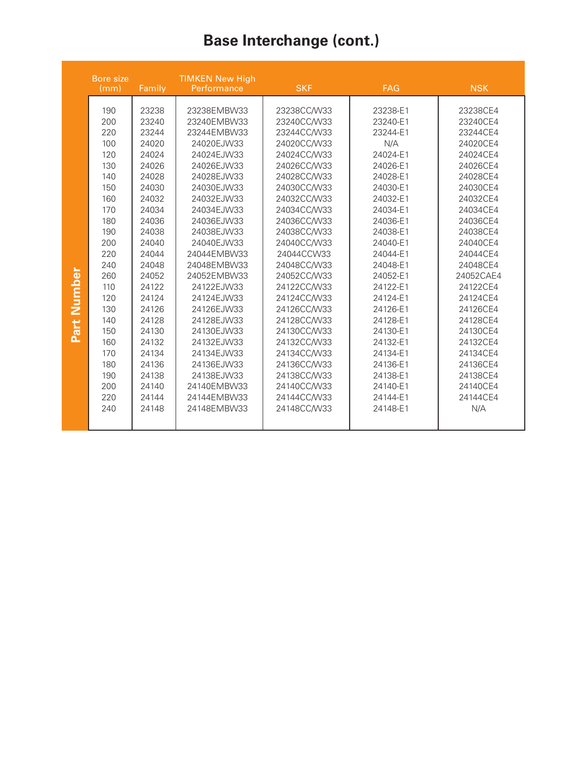# Base Interchange (cont.)

**Part Number**

| Bore size (mm) | Family | TIMKEN New High Performance | SKF | FAG | NSK |
|---|---|---|---|---|---|
| 190 | 23238 | 23238EMBW33 | 23238CC/W33 | 23238-E1 | 23238CE4 |
| 200 | 23240 | 23240EMBW33 | 23240CC/W33 | 23240-E1 | 23240CE4 |
| 220 | 23244 | 23244EMBW33 | 23244CC/W33 | 23244-E1 | 23244CE4 |
| 100 | 24020 | 24020EJW33 | 24020CC/W33 | N/A | 24020CE4 |
| 120 | 24024 | 24024EJW33 | 24024CC/W33 | 24024-E1 | 24024CE4 |
| 130 | 24026 | 24026EJW33 | 24026CC/W33 | 24026-E1 | 24026CE4 |
| 140 | 24028 | 24028EJW33 | 24028CC/W33 | 24028-E1 | 24028CE4 |
| 150 | 24030 | 24030EJW33 | 24030CC/W33 | 24030-E1 | 24030CE4 |
| 160 | 24032 | 24032EJW33 | 24032CC/W33 | 24032-E1 | 24032CE4 |
| 170 | 24034 | 24034EJW33 | 24034CC/W33 | 24034-E1 | 24034CE4 |
| 180 | 24036 | 24036EJW33 | 24036CC/W33 | 24036-E1 | 24036CE4 |
| 190 | 24038 | 24038EJW33 | 24038CC/W33 | 24038-E1 | 24038CE4 |
| 200 | 24040 | 24040EJW33 | 24040CC/W33 | 24040-E1 | 24040CE4 |
| 220 | 24044 | 24044EMBW33 | 24044CCW33 | 24044-E1 | 24044CE4 |
| 240 | 24048 | 24048EMBW33 | 24048CC/W33 | 24048-E1 | 24048CE4 |
| 260 | 24052 | 24052EMBW33 | 24052CC/W33 | 24052-E1 | 24052CAE4 |
| 110 | 24122 | 24122EJW33 | 24122CC/W33 | 24122-E1 | 24122CE4 |
| 120 | 24124 | 24124EJW33 | 24124CC/W33 | 24124-E1 | 24124CE4 |
| 130 | 24126 | 24126EJW33 | 24126CC/W33 | 24126-E1 | 24126CE4 |
| 140 | 24128 | 24128EJW33 | 24128CC/W33 | 24128-E1 | 24128CE4 |
| 150 | 24130 | 24130EJW33 | 24130CC/W33 | 24130-E1 | 24130CE4 |
| 160 | 24132 | 24132EJW33 | 24132CC/W33 | 24132-E1 | 24132CE4 |
| 170 | 24134 | 24134EJW33 | 24134CC/W33 | 24134-E1 | 24134CE4 |
| 180 | 24136 | 24136EJW33 | 24136CC/W33 | 24136-E1 | 24136CE4 |
| 190 | 24138 | 24138EJW33 | 24138CC/W33 | 24138-E1 | 24138CE4 |
| 200 | 24140 | 24140EMBW33 | 24140CC/W33 | 24140-E1 | 24140CE4 |
| 220 | 24144 | 24144EMBW33 | 24144CC/W33 | 24144-E1 | 24144CE4 |
| 240 | 24148 | 24148EMBW33 | 24148CC/W33 | 24148-E1 | N/A |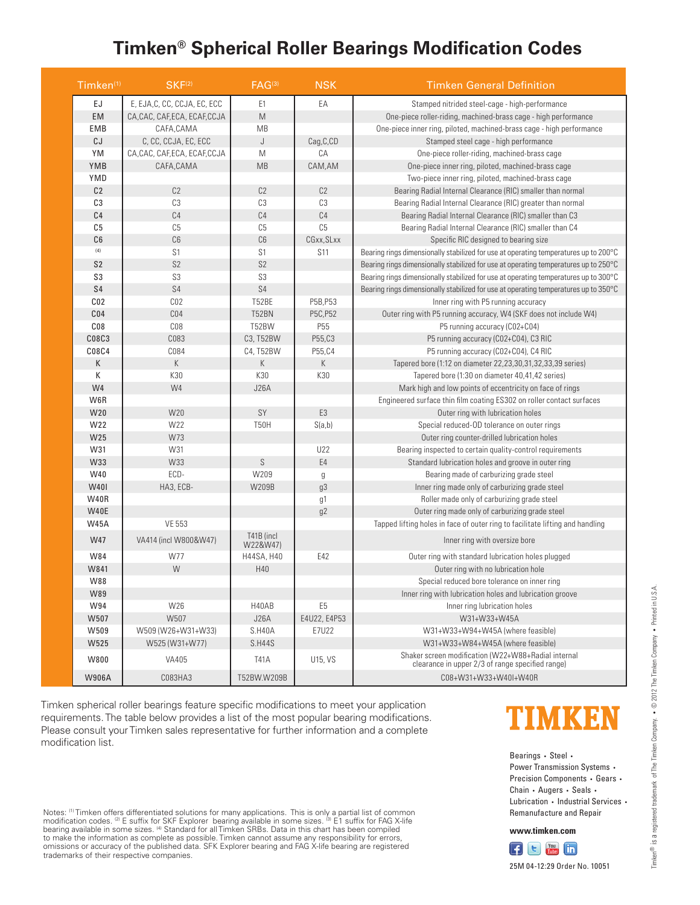# Timken® Spherical Roller Bearings Modification Codes

| Timken[1] | SKF[2] | FAG[3] | NSK | Timken General Definition |
|---|---|---|---|---|
| EJ | E, EJA,C, CC, CCJA, EC, ECC | E1 | EA | Stamped nitrided steel-cage - high-performance |
| EM | CA,CAC, CAF,ECA, ECAF,CCJA | M | | One-piece roller-riding, machined-brass cage - high performance |
| EMB | CAFA,CAMA | MB | | One-piece inner ring, piloted, machined-brass cage - high performance |
| CJ | C, CC, CCJA, EC, ECC | J | Cag,C,CD | Stamped steel cage - high performance |
| YM | CA,CAC, CAF,ECA, ECAF,CCJA | M | CA | One-piece roller-riding, machined-brass cage |
| YMB | CAFA,CAMA | MB | CAM,AM | One-piece inner ring, piloted, machined-brass cage |
| YMD | | | | Two-piece inner ring, piloted, machined-brass cage |
| C2 | C2 | C2 | C2 | Bearing Radial Internal Clearance (RIC) smaller than normal |
| C3 | C3 | C3 | C3 | Bearing Radial Internal Clearance (RIC) greater than normal |
| C4 | C4 | C4 | C4 | Bearing Radial Internal Clearance (RIC) smaller than C3 |
| C5 | C5 | C5 | C5 | Bearing Radial Internal Clearance (RIC) smaller than C4 |
| C6 | C6 | C6 | CGxx,SLxx | Specific RIC designed to bearing size |
| [4] | S1 | S1 | S11 | Bearing rings dimensionally stabilized for use at operating temperatures up to 200°C |
| S2 | S2 | S2 | | Bearing rings dimensionally stabilized for use at operating temperatures up to 250°C |
| S3 | S3 | S3 | | Bearing rings dimensionally stabilized for use at operating temperatures up to 300°C |
| S4 | S4 | S4 | | Bearing rings dimensionally stabilized for use at operating temperatures up to 350°C |
| C02 | C02 | T52BE | P5B,P53 | Inner ring with P5 running accuracy |
| C04 | C04 | T52BN | P5C,P52 | Outer ring with P5 running accuracy, W4 (SKF does not include W4) |
| C08 | C08 | T52BW | P55 | P5 running accuracy (C02+C04) |
| C08C3 | C083 | C3, T52BW | P55,C3 | P5 running accuracy (C02+C04), C3 RIC |
| C08C4 | C084 | C4, T52BW | P55,C4 | P5 running accuracy (C02+C04), C4 RIC |
| K | K | K | K | Tapered bore (1:12 on diameter 22,23,30,31,32,33,39 series) |
| K | K30 | K30 | K30 | Tapered bore (1:30 on diameter 40,41,42 series) |
| W4 | W4 | J26A | | Mark high and low points of eccentricity on face of rings |
| W6R | | | | Engineered surface thin film coating ES302 on roller contact surfaces |
| W20 | W20 | SY | E3 | Outer ring with lubrication holes |
| W22 | W22 | T50H | S(a,b) | Special reduced-OD tolerance on outer rings |
| W25 | W73 | | | Outer ring counter-drilled lubrication holes |
| W31 | W31 | | U22 | Bearing inspected to certain quality-control requirements |
| W33 | W33 | S | E4 | Standard lubrication holes and groove in outer ring |
| W40 | ECD- | W209 | g | Bearing made of carburizing grade steel |
| W40I | HA3, ECB- | W209B | g3 | Inner ring made only of carburizing grade steel |
| W40R | | | g1 | Roller made only of carburizing grade steel |
| W40E | | | g2 | Outer ring made only of carburizing grade steel |
| W45A | VE 553 | | | Tapped lifting holes in face of outer ring to facilitate lifting and handling |
| W47 | VA414 (incl W800&W47) | T41B (incl W22&W47) | | Inner ring with oversize bore |
| W84 | W77 | H44SA, H40 | E42 | Outer ring with standard lubrication holes plugged |
| W841 | W | H40 | | Outer ring with no lubrication hole |
| W88 | | | | Special reduced bore tolerance on inner ring |
| W89 | | | | Inner ring with lubrication holes and lubrication groove |
| W94 | W26 | H40AB | E5 | Inner ring lubrication holes |
| W507 | W507 | J26A | E4U22, E4P53 | W31+W33+W45A |
| W509 | W509 (W26+W31+W33) | S.H40A | E7U22 | W31+W33+W94+W45A (where feasible) |
| W525 | W525 (W31+W77) | S.H44S | | W31+W33+W84+W45A (where feasible) |
| W800 | VA405 | T41A | U15, VS | Shaker screen modification (W22+W88+Radial internal clearance in upper 2/3 of range specified range) |
| W906A | C083HA3 | T52BW.W209B | | C08+W31+W33+W40I+W40R |

Timken spherical roller bearings feature specific modifications to meet your application requirements. The table below provides a list of the most popular bearing modifications. Please consult your Timken sales representative for further information and a complete modification list.

Notes: [1] Timken offers differentiated solutions for many applications. This is only a partial list of common modification codes. [2] E suffix for SKF Explorer bearing available in some sizes. [3] E1 suffix for FAG X-life bearing available in some sizes. [4] Standard for all Timken SRBs. Data in this chart has been compiled to make the information as complete as possible. Timken cannot assume any responsibility for errors, omissions or accuracy of the published data. SFK Explorer bearing and FAG X-life bearing are registered trademarks of their respective companies.

TIMKEN

Bearings • Steel • Power Transmission Systems • Precision Components • Gears • Chain • Augers • Seals • Lubrication • Industrial Services • Remanufacture and Repair

www.timken.com

25M 04-12:29 Order No. 10051

Timken® is a registered trademark of The Timken Company. • © 2012 The Timken Company • Printed in U.S.A.